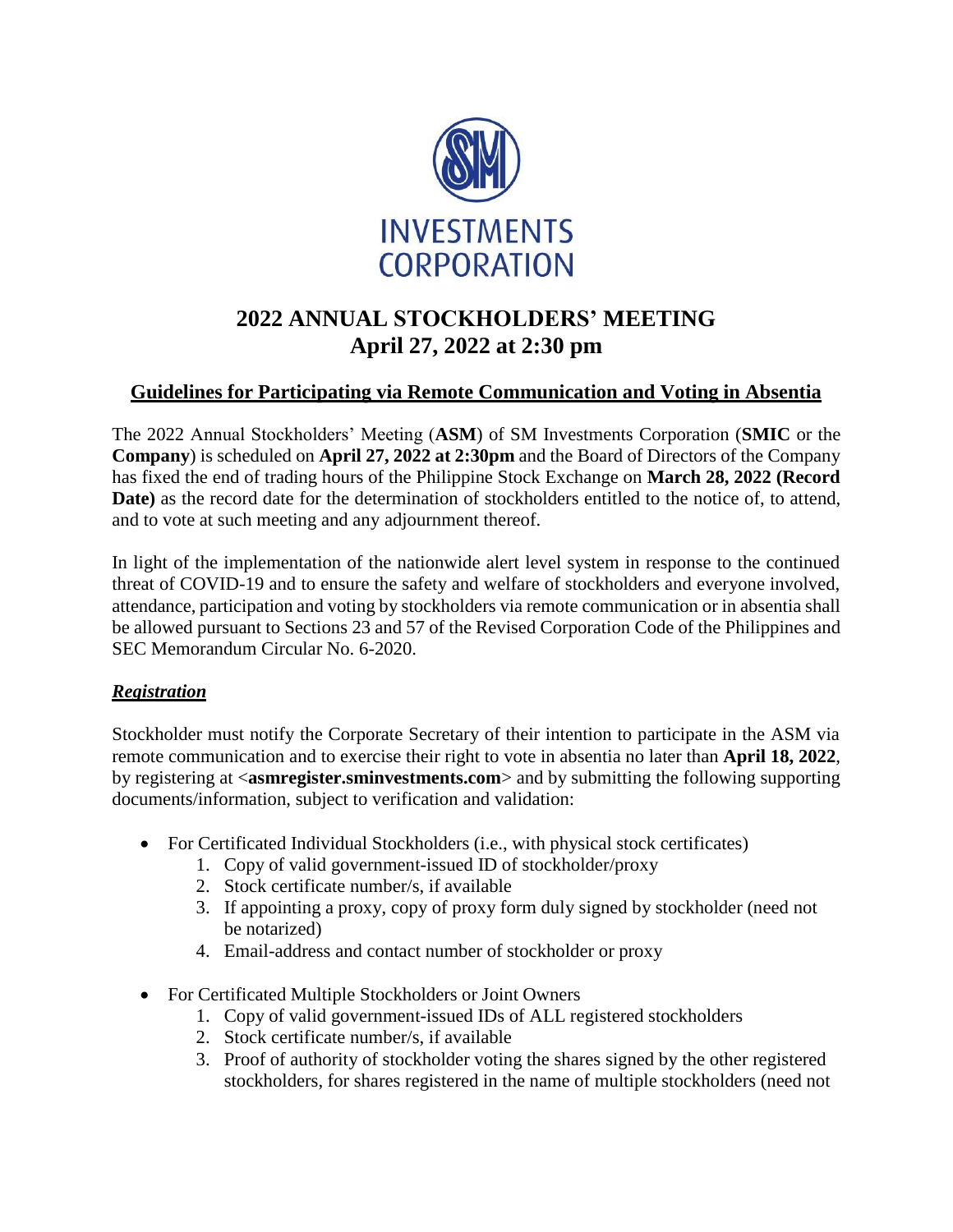SM INVESTMENTS CORPORATION

# 2022 ANNUAL STOCKHOLDERS' MEETING
# April 27, 2022 at 2:30 pm

## Guidelines for Participating via Remote Communication and Voting in Absentia

The 2022 Annual Stockholders' Meeting (**ASM**) of SM Investments Corporation (**SMIC** or the **Company**) is scheduled on **April 27, 2022 at 2:30pm** and the Board of Directors of the Company has fixed the end of trading hours of the Philippine Stock Exchange on **March 28, 2022 (Record Date)** as the record date for the determination of stockholders entitled to the notice of, to attend, and to vote at such meeting and any adjournment thereof.

In light of the implementation of the nationwide alert level system in response to the continued threat of COVID-19 and to ensure the safety and welfare of stockholders and everyone involved, attendance, participation and voting by stockholders via remote communication or in absentia shall be allowed pursuant to Sections 23 and 57 of the Revised Corporation Code of the Philippines and SEC Memorandum Circular No. 6-2020.

### *Registration*

Stockholder must notify the Corporate Secretary of their intention to participate in the ASM via remote communication and to exercise their right to vote in absentia no later than **April 18, 2022**, by registering at <**asmregister.sminvestments.com**> and by submitting the following supporting documents/information, subject to verification and validation:

- For Certificated Individual Stockholders (i.e., with physical stock certificates)
    1. Copy of valid government-issued ID of stockholder/proxy
    2. Stock certificate number/s, if available
    3. If appointing a proxy, copy of proxy form duly signed by stockholder (need not be notarized)
    4. Email-address and contact number of stockholder or proxy
- For Certificated Multiple Stockholders or Joint Owners
    1. Copy of valid government-issued IDs of ALL registered stockholders
    2. Stock certificate number/s, if available
    3. Proof of authority of stockholder voting the shares signed by the other registered stockholders, for shares registered in the name of multiple stockholders (need not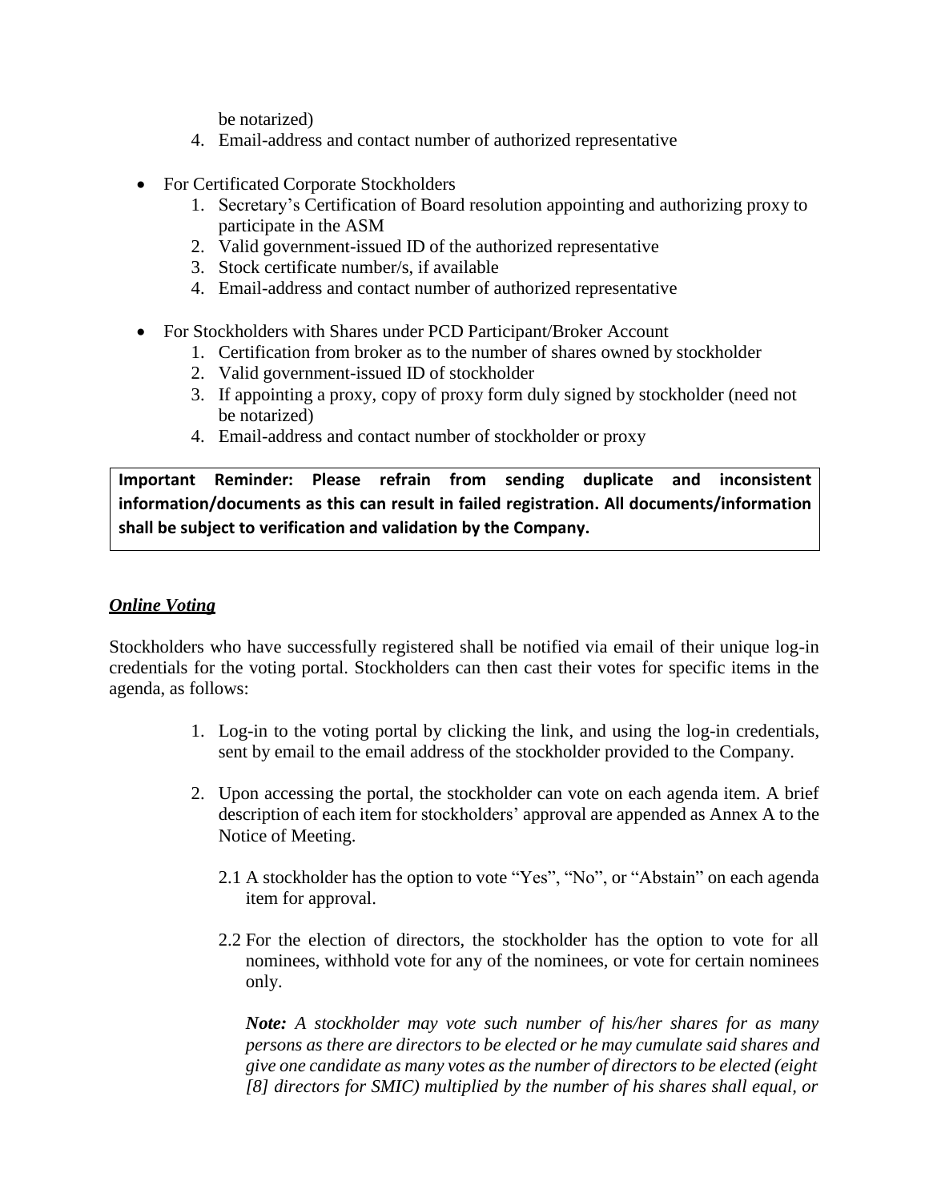be notarized)

4. Email-address and contact number of authorized representative

- For Certificated Corporate Stockholders
    1. Secretary's Certification of Board resolution appointing and authorizing proxy to participate in the ASM
    2. Valid government-issued ID of the authorized representative
    3. Stock certificate number/s, if available
    4. Email-address and contact number of authorized representative

- For Stockholders with Shares under PCD Participant/Broker Account
    1. Certification from broker as to the number of shares owned by stockholder
    2. Valid government-issued ID of stockholder
    3. If appointing a proxy, copy of proxy form duly signed by stockholder (need not be notarized)
    4. Email-address and contact number of stockholder or proxy

**Important Reminder: Please refrain from sending duplicate and inconsistent information/documents as this can result in failed registration. All documents/information shall be subject to verification and validation by the Company.**

***Online Voting***

Stockholders who have successfully registered shall be notified via email of their unique log-in credentials for the voting portal. Stockholders can then cast their votes for specific items in the agenda, as follows:

1. Log-in to the voting portal by clicking the link, and using the log-in credentials, sent by email to the email address of the stockholder provided to the Company.

2. Upon accessing the portal, the stockholder can vote on each agenda item. A brief description of each item for stockholders' approval are appended as Annex A to the Notice of Meeting.

    2.1 A stockholder has the option to vote "Yes", "No", or "Abstain" on each agenda item for approval.

    2.2 For the election of directors, the stockholder has the option to vote for all nominees, withhold vote for any of the nominees, or vote for certain nominees only.

    ***Note:*** *A stockholder may vote such number of his/her shares for as many persons as there are directors to be elected or he may cumulate said shares and give one candidate as many votes as the number of directors to be elected (eight [8] directors for SMIC) multiplied by the number of his shares shall equal, or*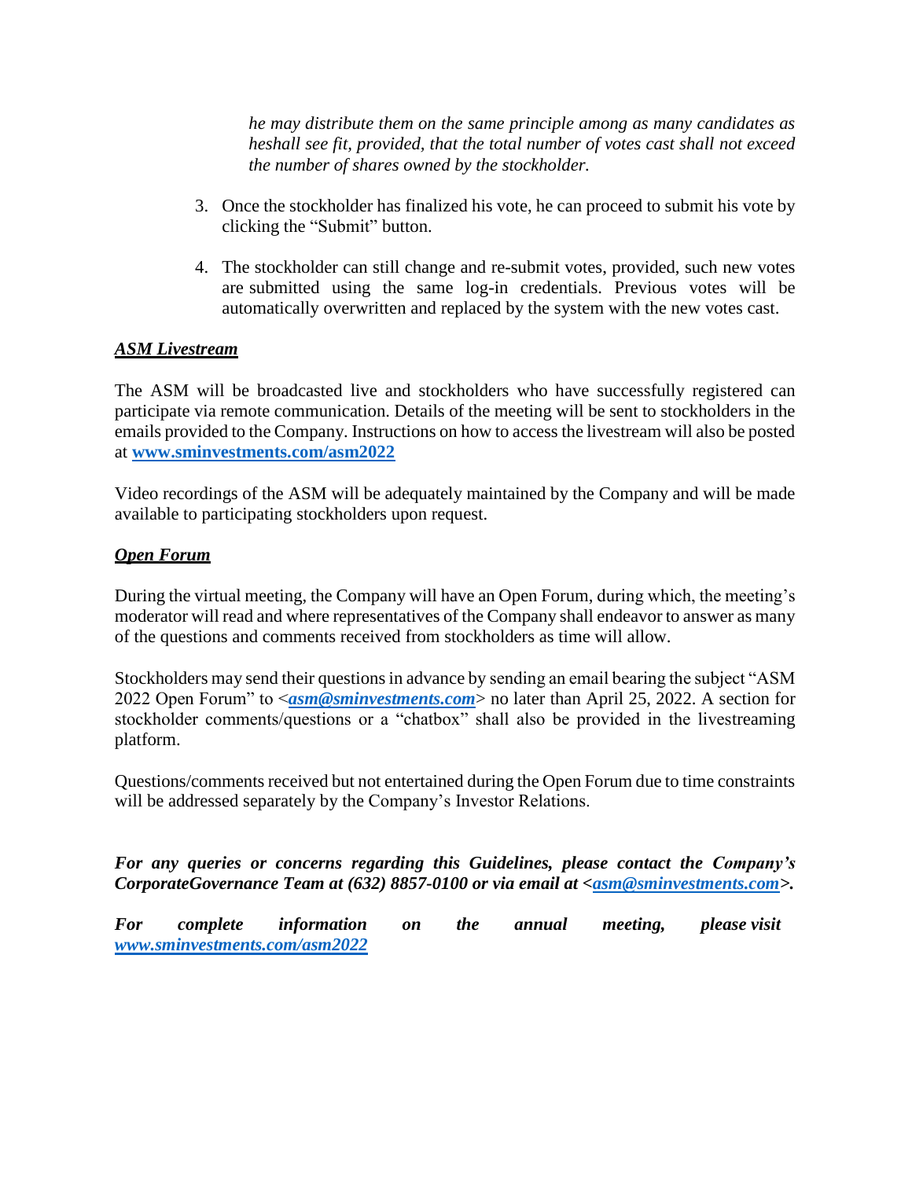*he may distribute them on the same principle among as many candidates as heshall see fit, provided, that the total number of votes cast shall not exceed the number of shares owned by the stockholder.*

3. Once the stockholder has finalized his vote, he can proceed to submit his vote by clicking the "Submit" button.

4. The stockholder can still change and re-submit votes, provided, such new votes are submitted using the same log-in credentials. Previous votes will be automatically overwritten and replaced by the system with the new votes cast.

***ASM Livestream***

The ASM will be broadcasted live and stockholders who have successfully registered can participate via remote communication. Details of the meeting will be sent to stockholders in the emails provided to the Company. Instructions on how to access the livestream will also be posted at **www.sminvestments.com/asm2022**

Video recordings of the ASM will be adequately maintained by the Company and will be made available to participating stockholders upon request.

***Open Forum***

During the virtual meeting, the Company will have an Open Forum, during which, the meeting's moderator will read and where representatives of the Company shall endeavor to answer as many of the questions and comments received from stockholders as time will allow.

Stockholders may send their questions in advance by sending an email bearing the subject "ASM 2022 Open Forum" to <***asm@sminvestments.com***> no later than April 25, 2022. A section for stockholder comments/questions or a "chatbox" shall also be provided in the livestreaming platform.

Questions/comments received but not entertained during the Open Forum due to time constraints will be addressed separately by the Company's Investor Relations.

***For any queries or concerns regarding this Guidelines, please contact the Company's CorporateGovernance Team at (632) 8857-0100 or via email at <asm@sminvestments.com>.***

***For complete information on the annual meeting, please visit www.sminvestments.com/asm2022***